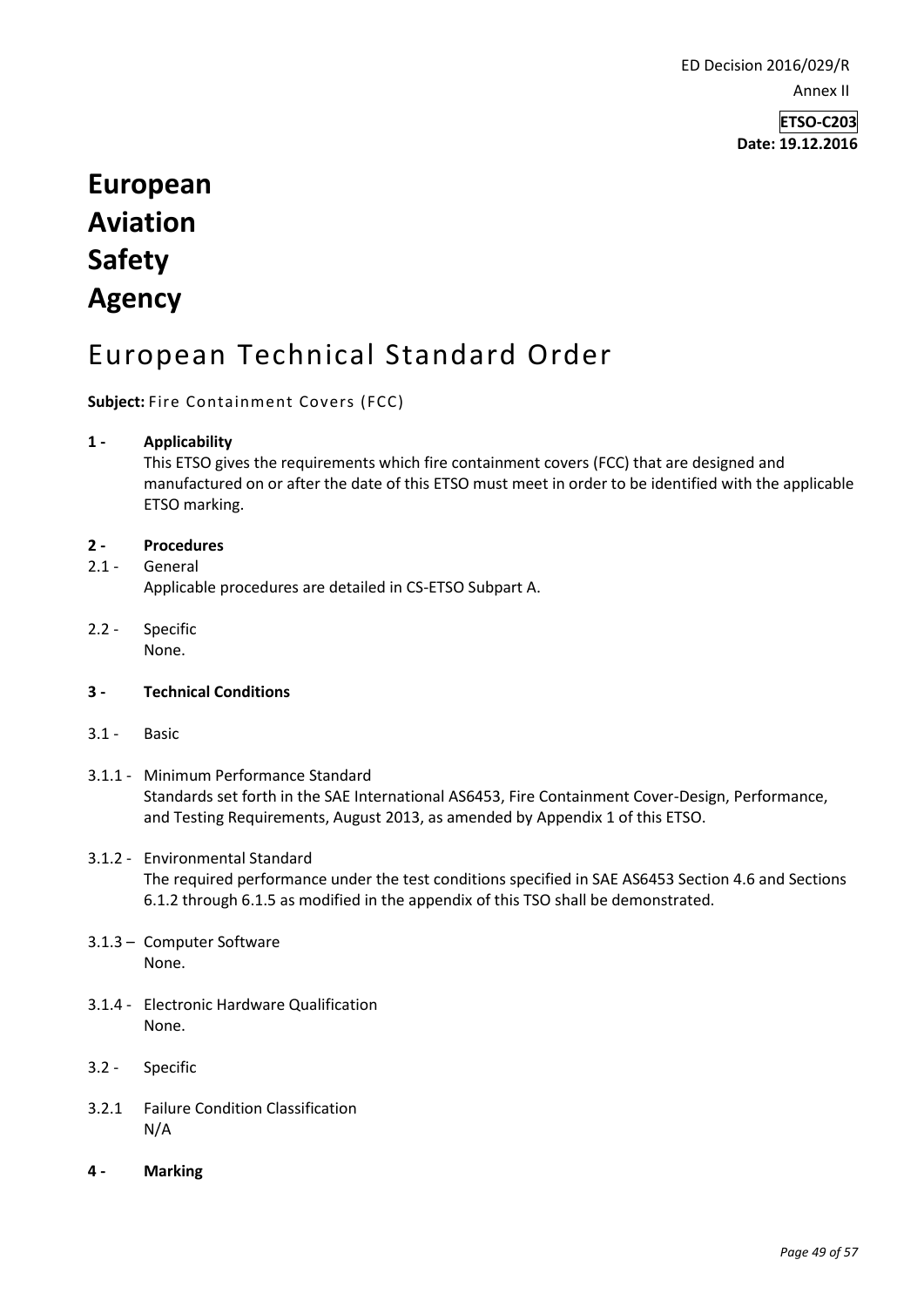ED Decision 2016/029/R

Annex II

**ETSO-C203**
**Date: 19.12.2016**

# European Aviation Safety Agency

# European Technical Standard Order

**Subject:** Fire Containment Covers (FCC)

**1 - Applicability**

This ETSO gives the requirements which fire containment covers (FCC) that are designed and manufactured on or after the date of this ETSO must meet in order to be identified with the applicable ETSO marking.

**2 - Procedures**

2.1 - General

Applicable procedures are detailed in CS-ETSO Subpart A.

2.2 - Specific

None.

**3 - Technical Conditions**

3.1 - Basic

3.1.1 - Minimum Performance Standard

Standards set forth in the SAE International AS6453, Fire Containment Cover-Design, Performance, and Testing Requirements, August 2013, as amended by Appendix 1 of this ETSO.

3.1.2 - Environmental Standard

The required performance under the test conditions specified in SAE AS6453 Section 4.6 and Sections 6.1.2 through 6.1.5 as modified in the appendix of this TSO shall be demonstrated.

3.1.3 – Computer Software

None.

3.1.4 - Electronic Hardware Qualification

None.

3.2 - Specific

3.2.1 Failure Condition Classification

N/A

**4 - Marking**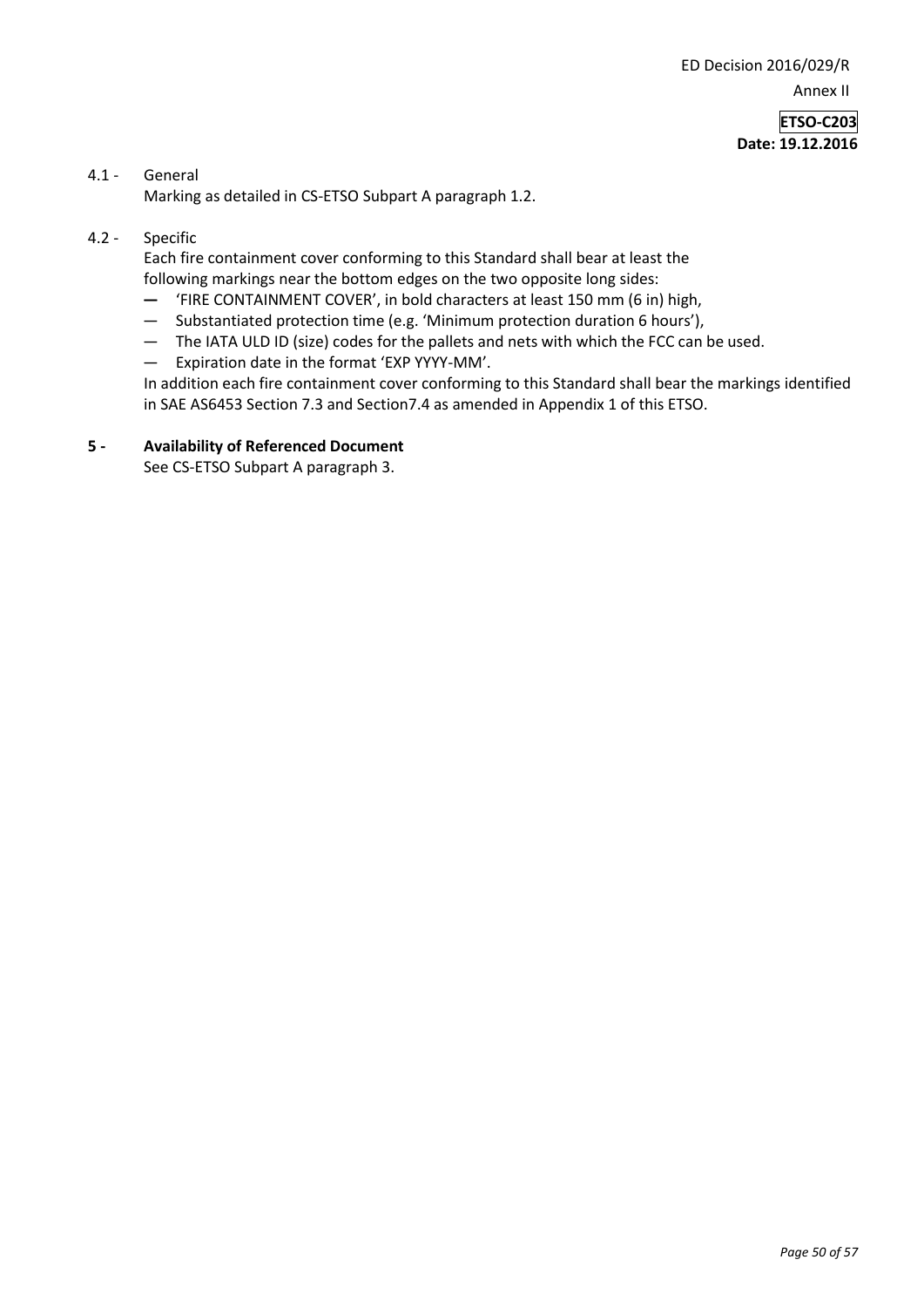4.1 - General

Marking as detailed in CS-ETSO Subpart A paragraph 1.2.

4.2 - Specific

Each fire containment cover conforming to this Standard shall bear at least the following markings near the bottom edges on the two opposite long sides:

- 'FIRE CONTAINMENT COVER', in bold characters at least 150 mm (6 in) high,
- Substantiated protection time (e.g. 'Minimum protection duration 6 hours'),
- The IATA ULD ID (size) codes for the pallets and nets with which the FCC can be used.
- Expiration date in the format 'EXP YYYY-MM'.

In addition each fire containment cover conforming to this Standard shall bear the markings identified in SAE AS6453 Section 7.3 and Section7.4 as amended in Appendix 1 of this ETSO.

## 5 - Availability of Referenced Document

See CS-ETSO Subpart A paragraph 3.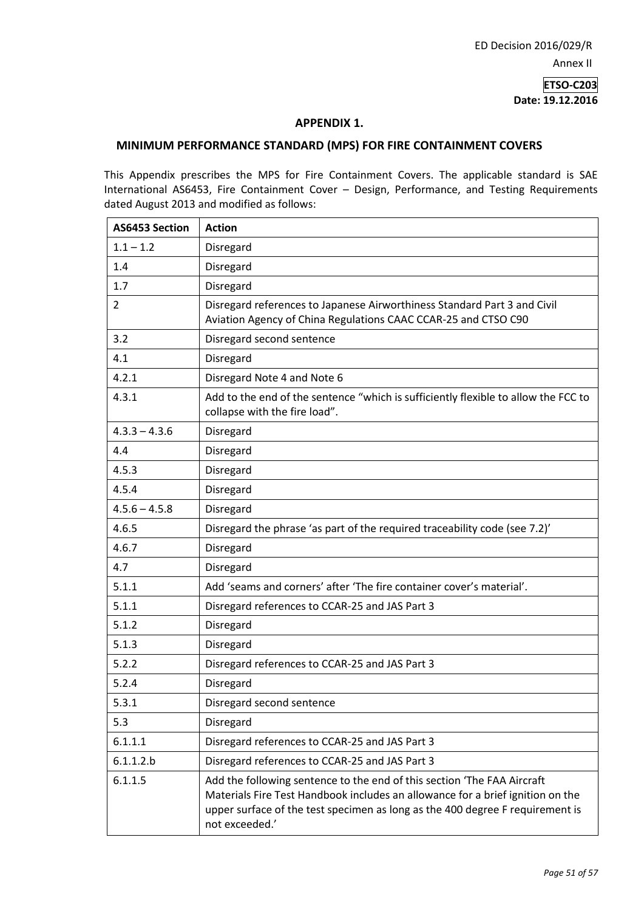ED Decision 2016/029/R

Annex II

**ETSO-C203**
**Date: 19.12.2016**

## APPENDIX 1.

## MINIMUM PERFORMANCE STANDARD (MPS) FOR FIRE CONTAINMENT COVERS

This Appendix prescribes the MPS for Fire Containment Covers. The applicable standard is SAE International AS6453, Fire Containment Cover – Design, Performance, and Testing Requirements dated August 2013 and modified as follows:

| AS6453 Section | Action |
|---|---|
| 1.1 – 1.2 | Disregard |
| 1.4 | Disregard |
| 1.7 | Disregard |
| 2 | Disregard references to Japanese Airworthiness Standard Part 3 and Civil Aviation Agency of China Regulations CAAC CCAR-25 and CTSO C90 |
| 3.2 | Disregard second sentence |
| 4.1 | Disregard |
| 4.2.1 | Disregard Note 4 and Note 6 |
| 4.3.1 | Add to the end of the sentence "which is sufficiently flexible to allow the FCC to collapse with the fire load". |
| 4.3.3 – 4.3.6 | Disregard |
| 4.4 | Disregard |
| 4.5.3 | Disregard |
| 4.5.4 | Disregard |
| 4.5.6 – 4.5.8 | Disregard |
| 4.6.5 | Disregard the phrase 'as part of the required traceability code (see 7.2)' |
| 4.6.7 | Disregard |
| 4.7 | Disregard |
| 5.1.1 | Add 'seams and corners' after 'The fire container cover's material'. |
| 5.1.1 | Disregard references to CCAR-25 and JAS Part 3 |
| 5.1.2 | Disregard |
| 5.1.3 | Disregard |
| 5.2.2 | Disregard references to CCAR-25 and JAS Part 3 |
| 5.2.4 | Disregard |
| 5.3.1 | Disregard second sentence |
| 5.3 | Disregard |
| 6.1.1.1 | Disregard references to CCAR-25 and JAS Part 3 |
| 6.1.1.2.b | Disregard references to CCAR-25 and JAS Part 3 |
| 6.1.1.5 | Add the following sentence to the end of this section 'The FAA Aircraft Materials Fire Test Handbook includes an allowance for a brief ignition on the upper surface of the test specimen as long as the 400 degree F requirement is not exceeded.' |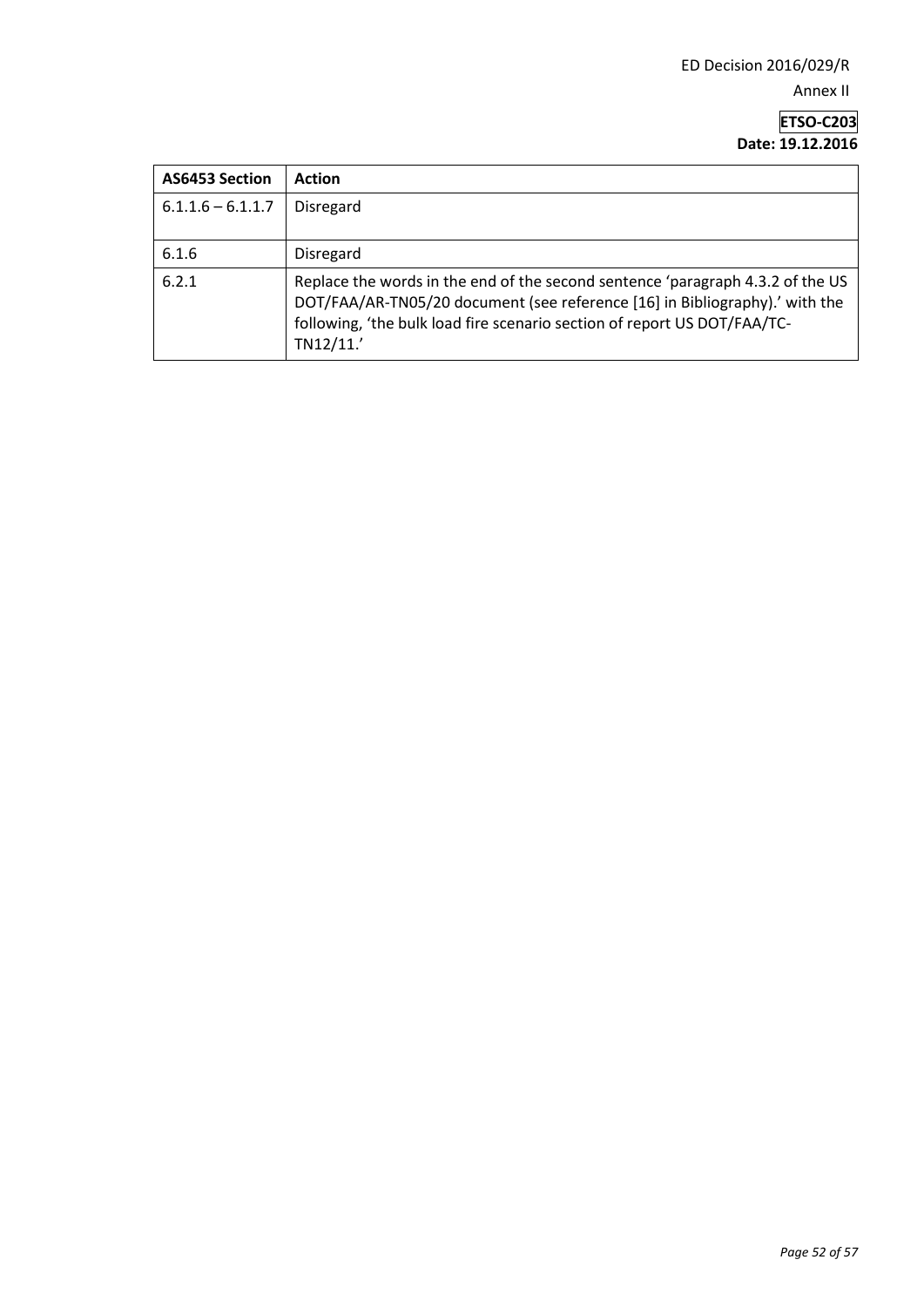| AS6453 Section | Action |
| --- | --- |
| 6.1.1.6 – 6.1.1.7 | Disregard |
| 6.1.6 | Disregard |
| 6.2.1 | Replace the words in the end of the second sentence 'paragraph 4.3.2 of the US DOT/FAA/AR-TN05/20 document (see reference [16] in Bibliography).' with the following, 'the bulk load fire scenario section of report US DOT/FAA/TC-TN12/11.' |